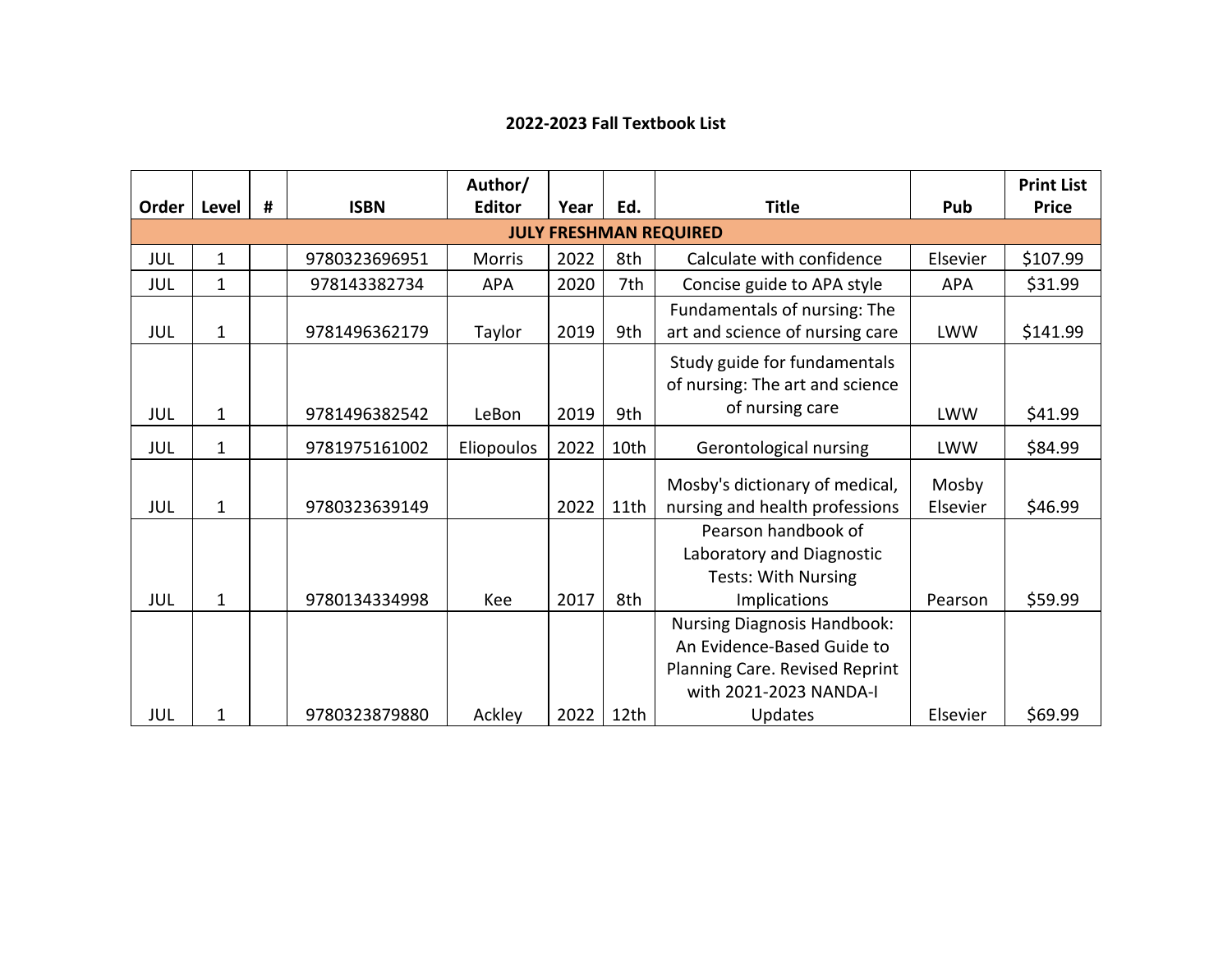## 2022-2023 Fall Textbook List

| Order | Level | # | ISBN | Author/ Editor | Year | Ed. | Title | Pub | Print List Price |
|---|---|---|---|---|---|---|---|---|---|
| **JULY FRESHMAN REQUIRED** | | | | | | | | | |
| JUL | 1 | | 9780323696951 | Morris | 2022 | 8th | Calculate with confidence | Elsevier | $107.99 |
| JUL | 1 | | 978143382734 | APA | 2020 | 7th | Concise guide to APA style | APA | $31.99 |
| JUL | 1 | | 9781496362179 | Taylor | 2019 | 9th | Fundamentals of nursing: The art and science of nursing care | LWW | $141.99 |
| JUL | 1 | | 9781496382542 | LeBon | 2019 | 9th | Study guide for fundamentals of nursing: The art and science of nursing care | LWW | $41.99 |
| JUL | 1 | | 9781975161002 | Eliopoulos | 2022 | 10th | Gerontological nursing | LWW | $84.99 |
| JUL | 1 | | 9780323639149 | | 2022 | 11th | Mosby's dictionary of medical, nursing and health professions | Mosby Elsevier | $46.99 |
| JUL | 1 | | 9780134334998 | Kee | 2017 | 8th | Pearson handbook of Laboratory and Diagnostic Tests: With Nursing Implications | Pearson | $59.99 |
| JUL | 1 | | 9780323879880 | Ackley | 2022 | 12th | Nursing Diagnosis Handbook: An Evidence-Based Guide to Planning Care. Revised Reprint with 2021-2023 NANDA-I Updates | Elsevier | $69.99 |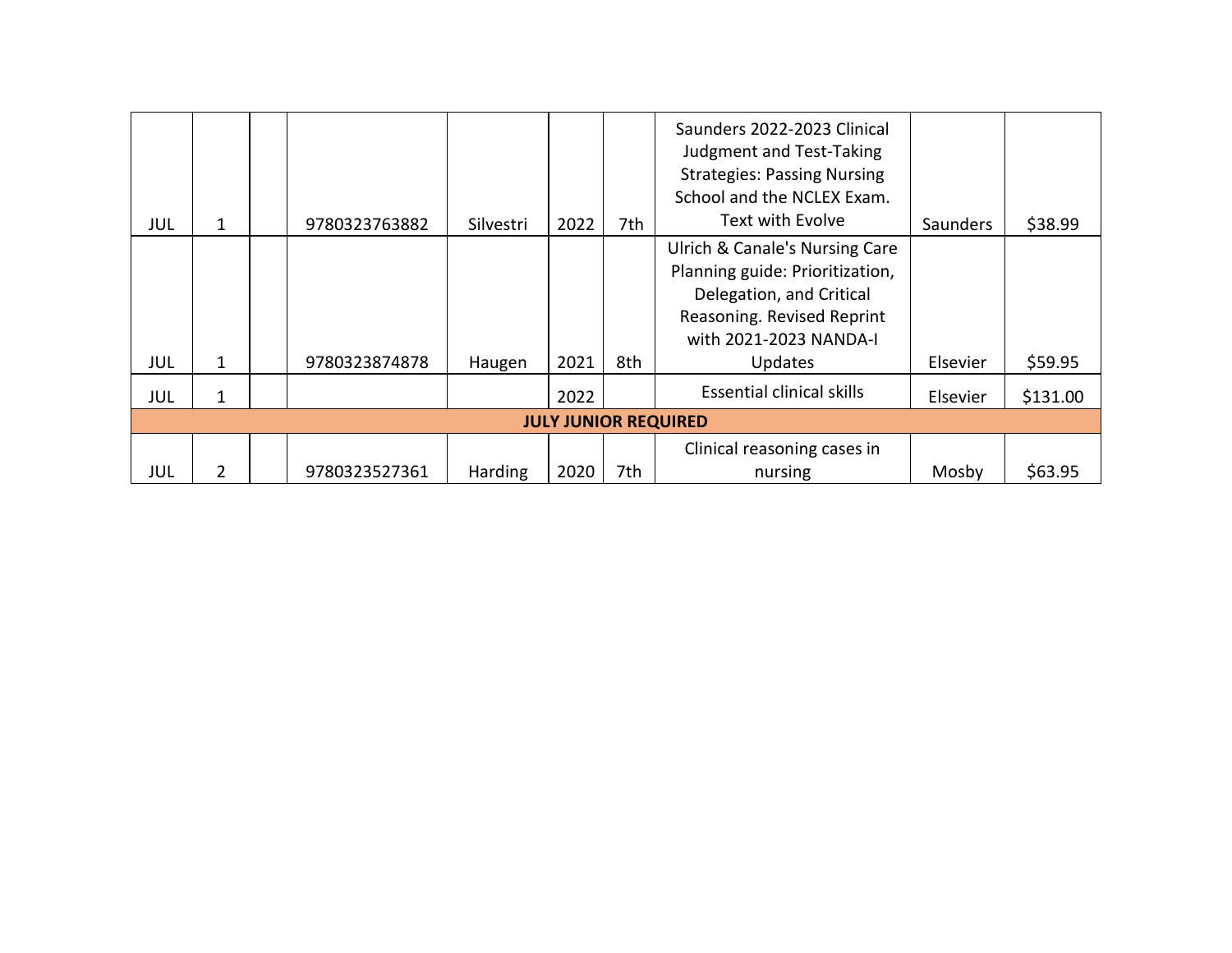| | | | | | | | | | |
|---|---|---|---|---|---|---|---|---|---|
| JUL | 1 | | 9780323763882 | Silvestri | 2022 | 7th | Saunders 2022-2023 Clinical Judgment and Test-Taking Strategies: Passing Nursing School and the NCLEX Exam. Text with Evolve | Saunders | $38.99 |
| JUL | 1 | | 9780323874878 | Haugen | 2021 | 8th | Ulrich & Canale's Nursing Care Planning guide: Prioritization, Delegation, and Critical Reasoning. Revised Reprint with 2021-2023 NANDA-I Updates | Elsevier | $59.95 |
| JUL | 1 | | | | 2022 | | Essential clinical skills | Elsevier | $131.00 |
| **JULY JUNIOR REQUIRED** | | | | | | | | | |
| JUL | 2 | | 9780323527361 | Harding | 2020 | 7th | Clinical reasoning cases in nursing | Mosby | $63.95 |